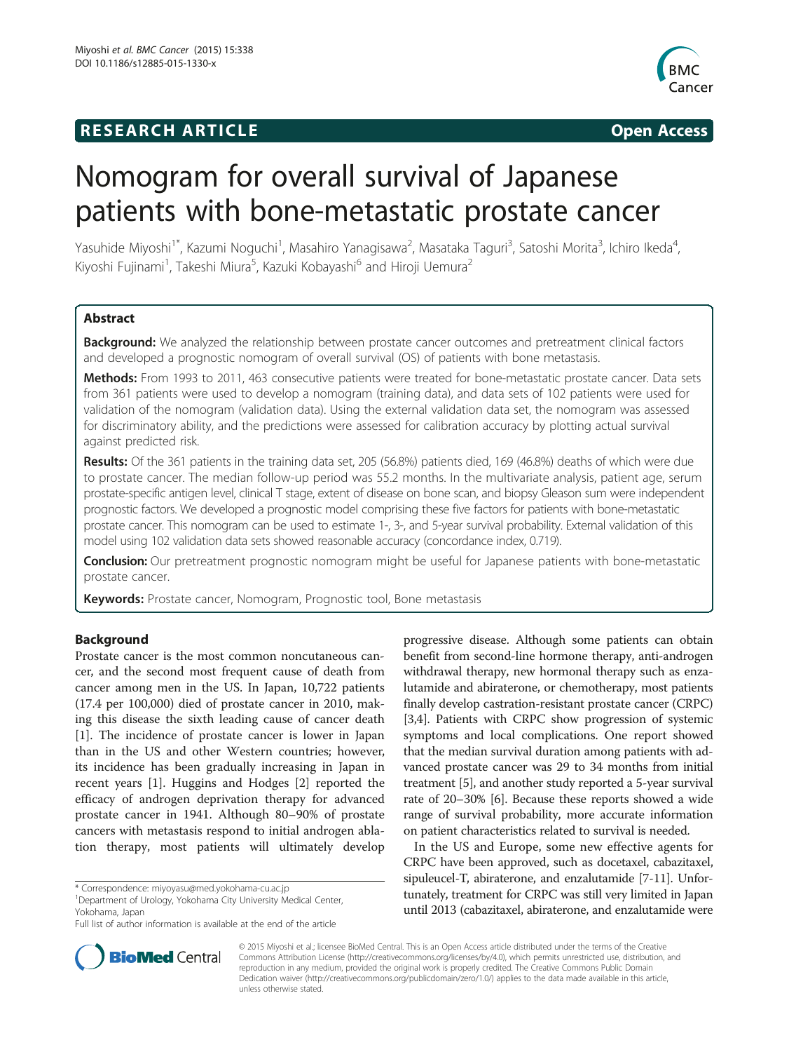**RESEARCH ARTICLE** **Open Access**

# Nomogram for overall survival of Japanese patients with bone-metastatic prostate cancer

Yasuhide Miyoshi[1*], Kazumi Noguchi[1], Masahiro Yanagisawa[2], Masataka Taguri[3], Satoshi Morita[3], Ichiro Ikeda[4], Kiyoshi Fujinami[1], Takeshi Miura[5], Kazuki Kobayashi[6] and Hiroji Uemura[2]

## Abstract

**Background:** We analyzed the relationship between prostate cancer outcomes and pretreatment clinical factors and developed a prognostic nomogram of overall survival (OS) of patients with bone metastasis.

**Methods:** From 1993 to 2011, 463 consecutive patients were treated for bone-metastatic prostate cancer. Data sets from 361 patients were used to develop a nomogram (training data), and data sets of 102 patients were used for validation of the nomogram (validation data). Using the external validation data set, the nomogram was assessed for discriminatory ability, and the predictions were assessed for calibration accuracy by plotting actual survival against predicted risk.

**Results:** Of the 361 patients in the training data set, 205 (56.8%) patients died, 169 (46.8%) deaths of which were due to prostate cancer. The median follow-up period was 55.2 months. In the multivariate analysis, patient age, serum prostate-specific antigen level, clinical T stage, extent of disease on bone scan, and biopsy Gleason sum were independent prognostic factors. We developed a prognostic model comprising these five factors for patients with bone-metastatic prostate cancer. This nomogram can be used to estimate 1-, 3-, and 5-year survival probability. External validation of this model using 102 validation data sets showed reasonable accuracy (concordance index, 0.719).

**Conclusion:** Our pretreatment prognostic nomogram might be useful for Japanese patients with bone-metastatic prostate cancer.

**Keywords:** Prostate cancer, Nomogram, Prognostic tool, Bone metastasis

## Background

Prostate cancer is the most common noncutaneous cancer, and the second most frequent cause of death from cancer among men in the US. In Japan, 10,722 patients (17.4 per 100,000) died of prostate cancer in 2010, making this disease the sixth leading cause of cancer death [1]. The incidence of prostate cancer is lower in Japan than in the US and other Western countries; however, its incidence has been gradually increasing in Japan in recent years [1]. Huggins and Hodges [2] reported the efficacy of androgen deprivation therapy for advanced prostate cancer in 1941. Although 80–90% of prostate cancers with metastasis respond to initial androgen ablation therapy, most patients will ultimately develop progressive disease. Although some patients can obtain benefit from second-line hormone therapy, anti-androgen withdrawal therapy, new hormonal therapy such as enzalutamide and abiraterone, or chemotherapy, most patients finally develop castration-resistant prostate cancer (CRPC) [3,4]. Patients with CRPC show progression of systemic symptoms and local complications. One report showed that the median survival duration among patients with advanced prostate cancer was 29 to 34 months from initial treatment [5], and another study reported a 5-year survival rate of 20–30% [6]. Because these reports showed a wide range of survival probability, more accurate information on patient characteristics related to survival is needed.

In the US and Europe, some new effective agents for CRPC have been approved, such as docetaxel, cabazitaxel, sipuleucel-T, abiraterone, and enzalutamide [7-11]. Unfortunately, treatment for CRPC was still very limited in Japan until 2013 (cabazitaxel, abiraterone, and enzalutamide were

\* Correspondence: miyoyasu@med.yokohama-cu.ac.jp
[1]Department of Urology, Yokohama City University Medical Center, Yokohama, Japan
Full list of author information is available at the end of the article

© 2015 Miyoshi et al.; licensee BioMed Central. This is an Open Access article distributed under the terms of the Creative Commons Attribution License (http://creativecommons.org/licenses/by/4.0), which permits unrestricted use, distribution, and reproduction in any medium, provided the original work is properly credited. The Creative Commons Public Domain Dedication waiver (http://creativecommons.org/publicdomain/zero/1.0/) applies to the data made available in this article, unless otherwise stated.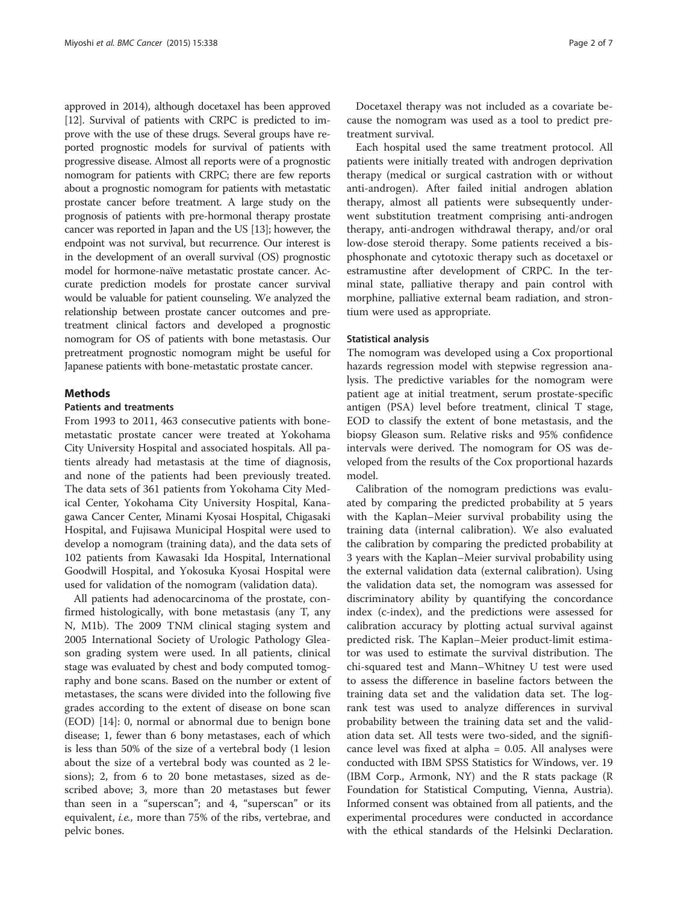approved in 2014), although docetaxel has been approved [12]. Survival of patients with CRPC is predicted to improve with the use of these drugs. Several groups have reported prognostic models for survival of patients with progressive disease. Almost all reports were of a prognostic nomogram for patients with CRPC; there are few reports about a prognostic nomogram for patients with metastatic prostate cancer before treatment. A large study on the prognosis of patients with pre-hormonal therapy prostate cancer was reported in Japan and the US [13]; however, the endpoint was not survival, but recurrence. Our interest is in the development of an overall survival (OS) prognostic model for hormone-naïve metastatic prostate cancer. Accurate prediction models for prostate cancer survival would be valuable for patient counseling. We analyzed the relationship between prostate cancer outcomes and pretreatment clinical factors and developed a prognostic nomogram for OS of patients with bone metastasis. Our pretreatment prognostic nomogram might be useful for Japanese patients with bone-metastatic prostate cancer.

## Methods

### Patients and treatments

From 1993 to 2011, 463 consecutive patients with bone-metastatic prostate cancer were treated at Yokohama City University Hospital and associated hospitals. All patients already had metastasis at the time of diagnosis, and none of the patients had been previously treated. The data sets of 361 patients from Yokohama City Medical Center, Yokohama City University Hospital, Kanagawa Cancer Center, Minami Kyosai Hospital, Chigasaki Hospital, and Fujisawa Municipal Hospital were used to develop a nomogram (training data), and the data sets of 102 patients from Kawasaki Ida Hospital, International Goodwill Hospital, and Yokosuka Kyosai Hospital were used for validation of the nomogram (validation data).

All patients had adenocarcinoma of the prostate, confirmed histologically, with bone metastasis (any T, any N, M1b). The 2009 TNM clinical staging system and 2005 International Society of Urologic Pathology Gleason grading system were used. In all patients, clinical stage was evaluated by chest and body computed tomography and bone scans. Based on the number or extent of metastases, the scans were divided into the following five grades according to the extent of disease on bone scan (EOD) [14]: 0, normal or abnormal due to benign bone disease; 1, fewer than 6 bony metastases, each of which is less than 50% of the size of a vertebral body (1 lesion about the size of a vertebral body was counted as 2 lesions); 2, from 6 to 20 bone metastases, sized as described above; 3, more than 20 metastases but fewer than seen in a "superscan"; and 4, "superscan" or its equivalent, *i.e.,* more than 75% of the ribs, vertebrae, and pelvic bones.

Docetaxel therapy was not included as a covariate because the nomogram was used as a tool to predict pretreatment survival.

Each hospital used the same treatment protocol. All patients were initially treated with androgen deprivation therapy (medical or surgical castration with or without anti-androgen). After failed initial androgen ablation therapy, almost all patients were subsequently underwent substitution treatment comprising anti-androgen therapy, anti-androgen withdrawal therapy, and/or oral low-dose steroid therapy. Some patients received a bisphosphonate and cytotoxic therapy such as docetaxel or estramustine after development of CRPC. In the terminal state, palliative therapy and pain control with morphine, palliative external beam radiation, and strontium were used as appropriate.

### Statistical analysis

The nomogram was developed using a Cox proportional hazards regression model with stepwise regression analysis. The predictive variables for the nomogram were patient age at initial treatment, serum prostate-specific antigen (PSA) level before treatment, clinical T stage, EOD to classify the extent of bone metastasis, and the biopsy Gleason sum. Relative risks and 95% confidence intervals were derived. The nomogram for OS was developed from the results of the Cox proportional hazards model.

Calibration of the nomogram predictions was evaluated by comparing the predicted probability at 5 years with the Kaplan–Meier survival probability using the training data (internal calibration). We also evaluated the calibration by comparing the predicted probability at 3 years with the Kaplan–Meier survival probability using the external validation data (external calibration). Using the validation data set, the nomogram was assessed for discriminatory ability by quantifying the concordance index (c-index), and the predictions were assessed for calibration accuracy by plotting actual survival against predicted risk. The Kaplan–Meier product-limit estimator was used to estimate the survival distribution. The chi-squared test and Mann–Whitney U test were used to assess the difference in baseline factors between the training data set and the validation data set. The log-rank test was used to analyze differences in survival probability between the training data set and the validation data set. All tests were two-sided, and the significance level was fixed at alpha = 0.05. All analyses were conducted with IBM SPSS Statistics for Windows, ver. 19 (IBM Corp., Armonk, NY) and the R stats package (R Foundation for Statistical Computing, Vienna, Austria). Informed consent was obtained from all patients, and the experimental procedures were conducted in accordance with the ethical standards of the Helsinki Declaration.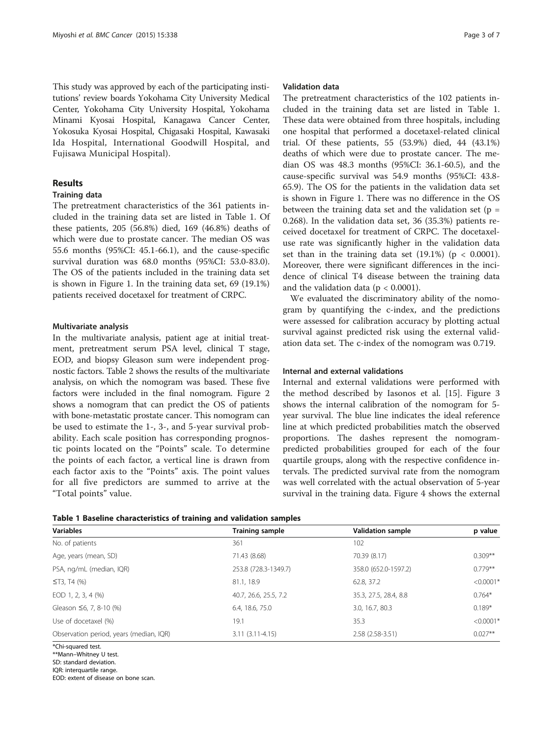This study was approved by each of the participating institutions' review boards Yokohama City University Medical Center, Yokohama City University Hospital, Yokohama Minami Kyosai Hospital, Kanagawa Cancer Center, Yokosuka Kyosai Hospital, Chigasaki Hospital, Kawasaki Ida Hospital, International Goodwill Hospital, and Fujisawa Municipal Hospital).

## Results

### Training data

The pretreatment characteristics of the 361 patients included in the training data set are listed in Table 1. Of these patients, 205 (56.8%) died, 169 (46.8%) deaths of which were due to prostate cancer. The median OS was 55.6 months (95%CI: 45.1-66.1), and the cause-specific survival duration was 68.0 months (95%CI: 53.0-83.0). The OS of the patients included in the training data set is shown in Figure 1. In the training data set, 69 (19.1%) patients received docetaxel for treatment of CRPC.

### Multivariate analysis

In the multivariate analysis, patient age at initial treatment, pretreatment serum PSA level, clinical T stage, EOD, and biopsy Gleason sum were independent prognostic factors. Table 2 shows the results of the multivariate analysis, on which the nomogram was based. These five factors were included in the final nomogram. Figure 2 shows a nomogram that can predict the OS of patients with bone-metastatic prostate cancer. This nomogram can be used to estimate the 1-, 3-, and 5-year survival probability. Each scale position has corresponding prognostic points located on the "Points" scale. To determine the points of each factor, a vertical line is drawn from each factor axis to the "Points" axis. The point values for all five predictors are summed to arrive at the "Total points" value.

### Validation data

The pretreatment characteristics of the 102 patients included in the training data set are listed in Table 1. These data were obtained from three hospitals, including one hospital that performed a docetaxel-related clinical trial. Of these patients, 55 (53.9%) died, 44 (43.1%) deaths of which were due to prostate cancer. The median OS was 48.3 months (95%CI: 36.1-60.5), and the cause-specific survival was 54.9 months (95%CI: 43.8-65.9). The OS for the patients in the validation data set is shown in Figure 1. There was no difference in the OS between the training data set and the validation set ($p = 0.268$). In the validation data set, 36 (35.3%) patients received docetaxel for treatment of CRPC. The docetaxel-use rate was significantly higher in the validation data set than in the training data set (19.1%) ($p < 0.0001$). Moreover, there were significant differences in the incidence of clinical T4 disease between the training data and the validation data ($p < 0.0001$).

We evaluated the discriminatory ability of the nomogram by quantifying the c-index, and the predictions were assessed for calibration accuracy by plotting actual survival against predicted risk using the external validation data set. The c-index of the nomogram was 0.719.

### Internal and external validations

Internal and external validations were performed with the method described by Iasonos et al. [15]. Figure 3 shows the internal calibration of the nomogram for 5-year survival. The blue line indicates the ideal reference line at which predicted probabilities match the observed proportions. The dashes represent the nomogram-predicted probabilities grouped for each of the four quartile groups, along with the respective confidence intervals. The predicted survival rate from the nomogram was well correlated with the actual observation of 5-year survival in the training data. Figure 4 shows the external

**Table 1 Baseline characteristics of training and validation samples**

| Variables | Training sample | Validation sample | p value |
|---|---|---|---|
| No. of patients | 361 | 102 | |
| Age, years (mean, SD) | 71.43 (8.68) | 70.39 (8.17) | 0.309** |
| PSA, ng/mL (median, IQR) | 253.8 (728.3-1349.7) | 358.0 (652.0-1597.2) | 0.779** |
| ≤T3, T4 (%) | 81.1, 18.9 | 62.8, 37.2 | <0.0001* |
| EOD 1, 2, 3, 4 (%) | 40.7, 26.6, 25.5, 7.2 | 35.3, 27.5, 28.4, 8.8 | 0.764* |
| Gleason ≤6, 7, 8-10 (%) | 6.4, 18.6, 75.0 | 3.0, 16.7, 80.3 | 0.189* |
| Use of docetaxel (%) | 19.1 | 35.3 | <0.0001* |
| Observation period, years (median, IQR) | 3.11 (3.11-4.15) | 2.58 (2.58-3.51) | 0.027** |

*Chi-squared test.
**Mann–Whitney U test.
SD: standard deviation.
IQR: interquartile range.
EOD: extent of disease on bone scan.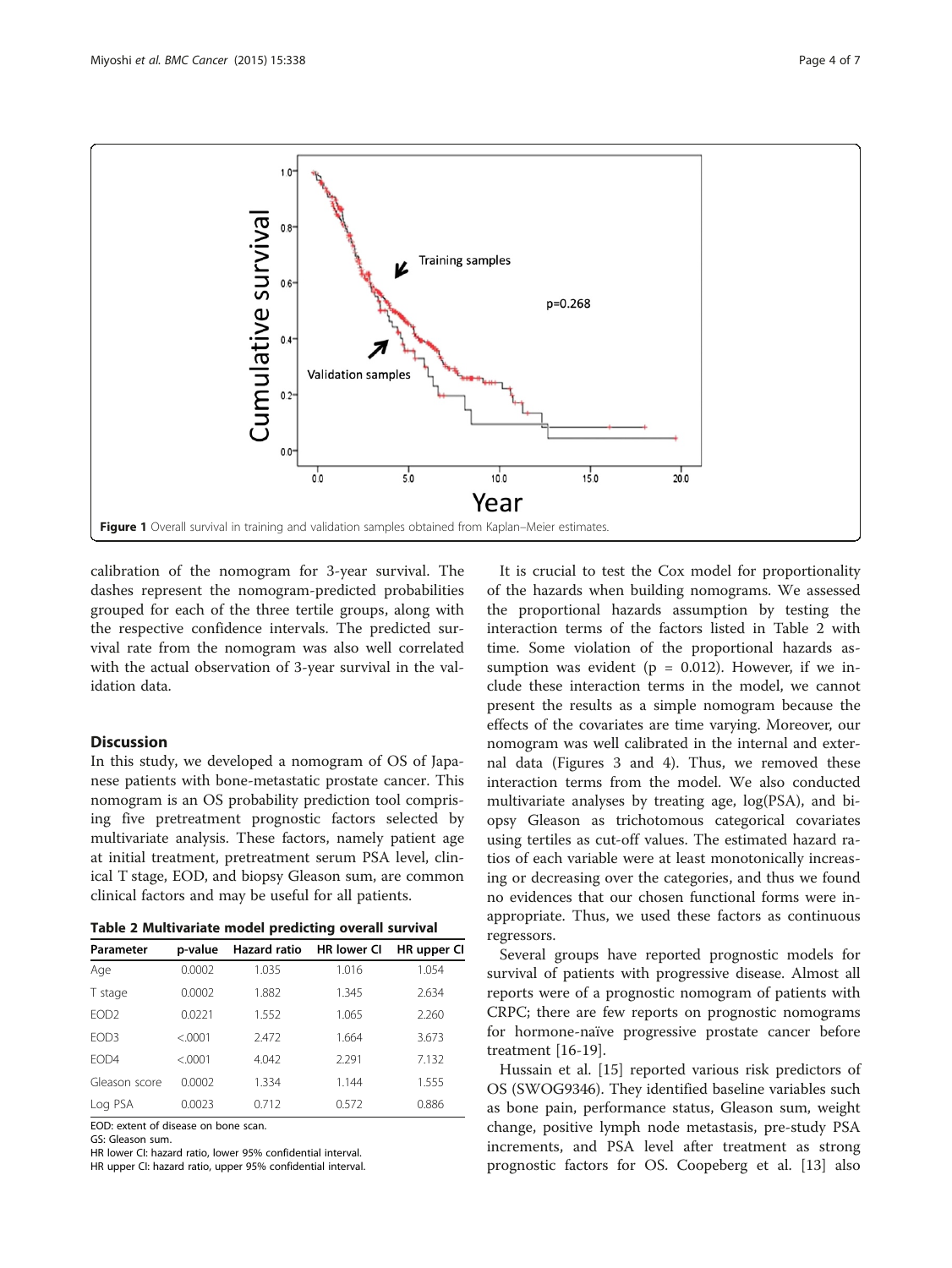Figure 1 Overall survival in training and validation samples obtained from Kaplan–Meier estimates.

calibration of the nomogram for 3-year survival. The dashes represent the nomogram-predicted probabilities grouped for each of the three tertile groups, along with the respective confidence intervals. The predicted survival rate from the nomogram was also well correlated with the actual observation of 3-year survival in the validation data.

## Discussion

In this study, we developed a nomogram of OS of Japanese patients with bone-metastatic prostate cancer. This nomogram is an OS probability prediction tool comprising five pretreatment prognostic factors selected by multivariate analysis. These factors, namely patient age at initial treatment, pretreatment serum PSA level, clinical T stage, EOD, and biopsy Gleason sum, are common clinical factors and may be useful for all patients.

**Table 2 Multivariate model predicting overall survival**

| Parameter | p-value | Hazard ratio | HR lower CI | HR upper CI |
|---|---|---|---|---|
| Age | 0.0002 | 1.035 | 1.016 | 1.054 |
| T stage | 0.0002 | 1.882 | 1.345 | 2.634 |
| EOD2 | 0.0221 | 1.552 | 1.065 | 2.260 |
| EOD3 | <.0001 | 2.472 | 1.664 | 3.673 |
| EOD4 | <.0001 | 4.042 | 2.291 | 7.132 |
| Gleason score | 0.0002 | 1.334 | 1.144 | 1.555 |
| Log PSA | 0.0023 | 0.712 | 0.572 | 0.886 |

EOD: extent of disease on bone scan.
GS: Gleason sum.
HR lower CI: hazard ratio, lower 95% confidential interval.
HR upper CI: hazard ratio, upper 95% confidential interval.

It is crucial to test the Cox model for proportionality of the hazards when building nomograms. We assessed the proportional hazards assumption by testing the interaction terms of the factors listed in Table 2 with time. Some violation of the proportional hazards assumption was evident ($p = 0.012$). However, if we include these interaction terms in the model, we cannot present the results as a simple nomogram because the effects of the covariates are time varying. Moreover, our nomogram was well calibrated in the internal and external data (Figures 3 and 4). Thus, we removed these interaction terms from the model. We also conducted multivariate analyses by treating age, log(PSA), and biopsy Gleason as trichotomous categorical covariates using tertiles as cut-off values. The estimated hazard ratios of each variable were at least monotonically increasing or decreasing over the categories, and thus we found no evidences that our chosen functional forms were inappropriate. Thus, we used these factors as continuous regressors.

Several groups have reported prognostic models for survival of patients with progressive disease. Almost all reports were of a prognostic nomogram of patients with CRPC; there are few reports on prognostic nomograms for hormone-naïve progressive prostate cancer before treatment [16-19].

Hussain et al. [15] reported various risk predictors of OS (SWOG9346). They identified baseline variables such as bone pain, performance status, Gleason sum, weight change, positive lymph node metastasis, pre-study PSA increments, and PSA level after treatment as strong prognostic factors for OS. Coopeberg et al. [13] also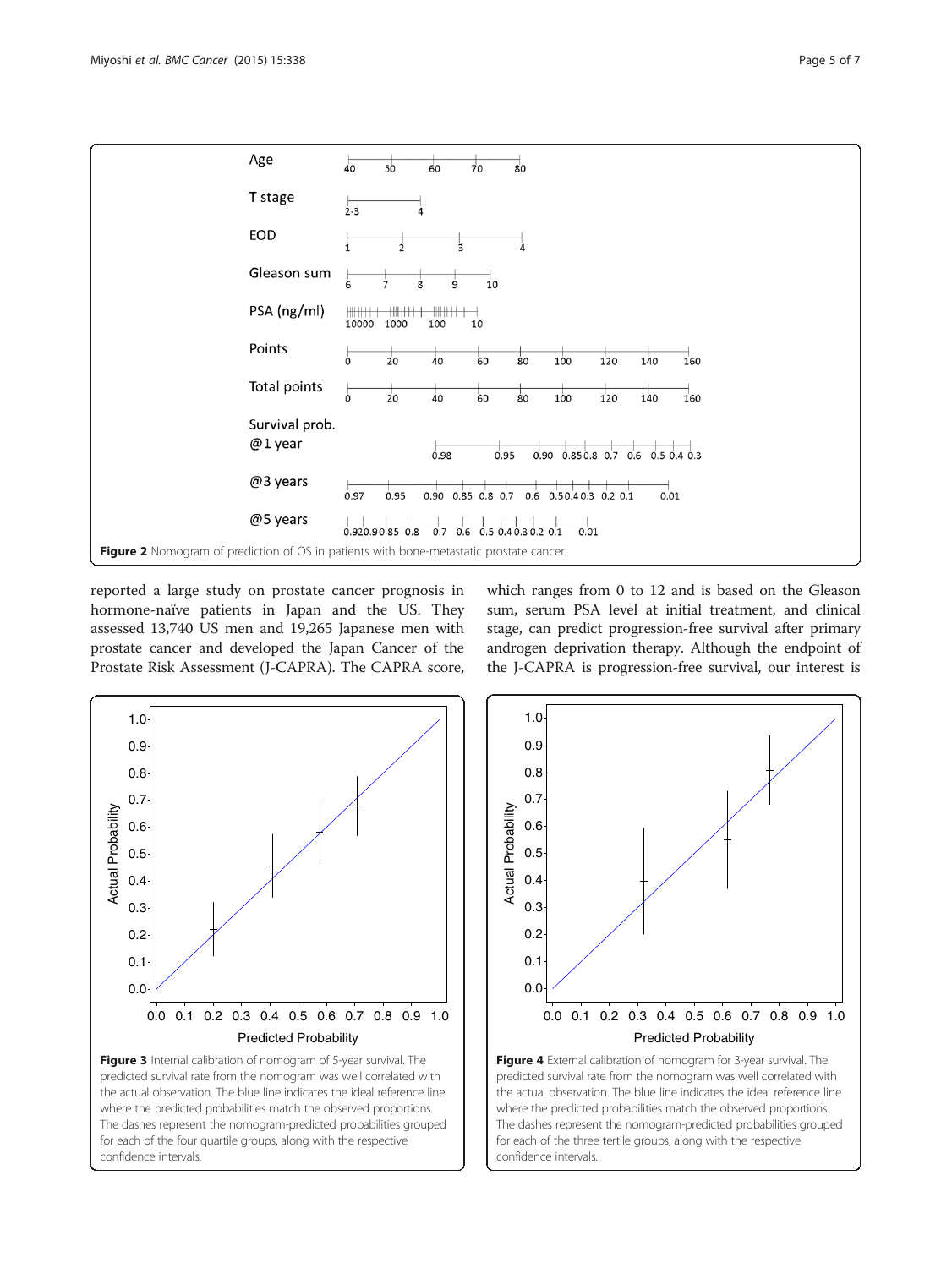Figure 2 Nomogram of prediction of OS in patients with bone-metastatic prostate cancer.

reported a large study on prostate cancer prognosis in hormone-naïve patients in Japan and the US. They assessed 13,740 US men and 19,265 Japanese men with prostate cancer and developed the Japan Cancer of the Prostate Risk Assessment (J-CAPRA). The CAPRA score, which ranges from 0 to 12 and is based on the Gleason sum, serum PSA level at initial treatment, and clinical stage, can predict progression-free survival after primary androgen deprivation therapy. Although the endpoint of the J-CAPRA is progression-free survival, our interest is

Figure 3 Internal calibration of nomogram of 5-year survival. The predicted survival rate from the nomogram was well correlated with the actual observation. The blue line indicates the ideal reference line where the predicted probabilities match the observed proportions. The dashes represent the nomogram-predicted probabilities grouped for each of the four quartile groups, along with the respective confidence intervals.

Figure 4 External calibration of nomogram for 3-year survival. The predicted survival rate from the nomogram was well correlated with the actual observation. The blue line indicates the ideal reference line where the predicted probabilities match the observed proportions. The dashes represent the nomogram-predicted probabilities grouped for each of the three tertile groups, along with the respective confidence intervals.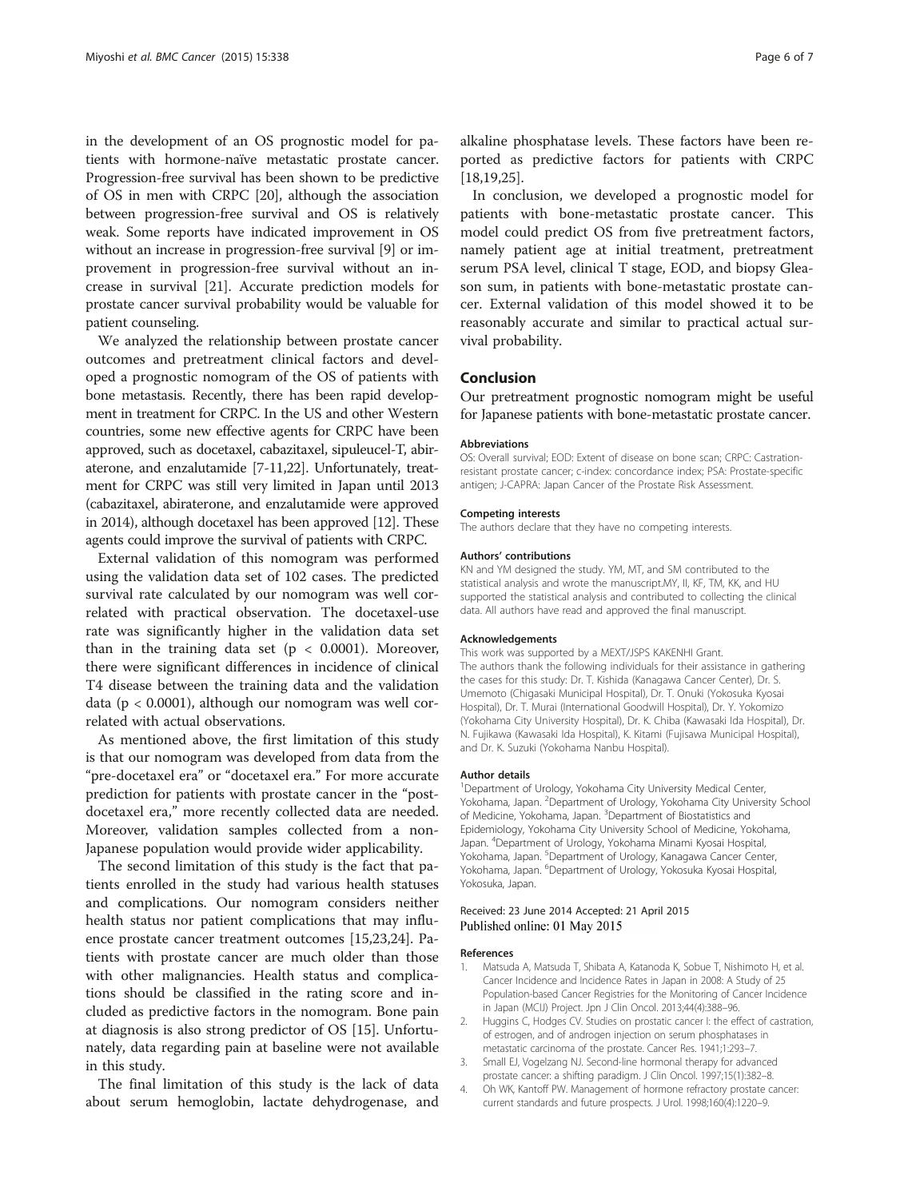in the development of an OS prognostic model for patients with hormone-naïve metastatic prostate cancer. Progression-free survival has been shown to be predictive of OS in men with CRPC [20], although the association between progression-free survival and OS is relatively weak. Some reports have indicated improvement in OS without an increase in progression-free survival [9] or improvement in progression-free survival without an increase in survival [21]. Accurate prediction models for prostate cancer survival probability would be valuable for patient counseling.

We analyzed the relationship between prostate cancer outcomes and pretreatment clinical factors and developed a prognostic nomogram of the OS of patients with bone metastasis. Recently, there has been rapid development in treatment for CRPC. In the US and other Western countries, some new effective agents for CRPC have been approved, such as docetaxel, cabazitaxel, sipuleucel-T, abiraterone, and enzalutamide [7-11,22]. Unfortunately, treatment for CRPC was still very limited in Japan until 2013 (cabazitaxel, abiraterone, and enzalutamide were approved in 2014), although docetaxel has been approved [12]. These agents could improve the survival of patients with CRPC.

External validation of this nomogram was performed using the validation data set of 102 cases. The predicted survival rate calculated by our nomogram was well correlated with practical observation. The docetaxel-use rate was significantly higher in the validation data set than in the training data set ($p < 0.0001$). Moreover, there were significant differences in incidence of clinical T4 disease between the training data and the validation data ($p < 0.0001$), although our nomogram was well correlated with actual observations.

As mentioned above, the first limitation of this study is that our nomogram was developed from data from the "pre-docetaxel era" or "docetaxel era." For more accurate prediction for patients with prostate cancer in the "post-docetaxel era," more recently collected data are needed. Moreover, validation samples collected from a non-Japanese population would provide wider applicability.

The second limitation of this study is the fact that patients enrolled in the study had various health statuses and complications. Our nomogram considers neither health status nor patient complications that may influence prostate cancer treatment outcomes [15,23,24]. Patients with prostate cancer are much older than those with other malignancies. Health status and complications should be classified in the rating score and included as predictive factors in the nomogram. Bone pain at diagnosis is also strong predictor of OS [15]. Unfortunately, data regarding pain at baseline were not available in this study.

The final limitation of this study is the lack of data about serum hemoglobin, lactate dehydrogenase, and alkaline phosphatase levels. These factors have been reported as predictive factors for patients with CRPC [18,19,25].

In conclusion, we developed a prognostic model for patients with bone-metastatic prostate cancer. This model could predict OS from five pretreatment factors, namely patient age at initial treatment, pretreatment serum PSA level, clinical T stage, EOD, and biopsy Gleason sum, in patients with bone-metastatic prostate cancer. External validation of this model showed it to be reasonably accurate and similar to practical actual survival probability.

## Conclusion

Our pretreatment prognostic nomogram might be useful for Japanese patients with bone-metastatic prostate cancer.

#### Abbreviations

OS: Overall survival; EOD: Extent of disease on bone scan; CRPC: Castration-resistant prostate cancer; c-index: concordance index; PSA: Prostate-specific antigen; J-CAPRA: Japan Cancer of the Prostate Risk Assessment.

#### Competing interests

The authors declare that they have no competing interests.

#### Authors' contributions

KN and YM designed the study. YM, MT, and SM contributed to the statistical analysis and wrote the manuscript.MY, II, KF, TM, KK, and HU supported the statistical analysis and contributed to collecting the clinical data. All authors have read and approved the final manuscript.

#### Acknowledgements

This work was supported by a MEXT/JSPS KAKENHI Grant.
The authors thank the following individuals for their assistance in gathering the cases for this study: Dr. T. Kishida (Kanagawa Cancer Center), Dr. S. Umemoto (Chigasaki Municipal Hospital), Dr. T. Onuki (Yokosuka Kyosai Hospital), Dr. T. Murai (International Goodwill Hospital), Dr. Y. Yokomizo (Yokohama City University Hospital), Dr. K. Chiba (Kawasaki Ida Hospital), Dr. N. Fujikawa (Kawasaki Ida Hospital), K. Kitami (Fujisawa Municipal Hospital), and Dr. K. Suzuki (Yokohama Nanbu Hospital).

#### Author details

[1]Department of Urology, Yokohama City University Medical Center, Yokohama, Japan. [2]Department of Urology, Yokohama City University School of Medicine, Yokohama, Japan. [3]Department of Biostatistics and Epidemiology, Yokohama City University School of Medicine, Yokohama, Japan. [4]Department of Urology, Yokohama Minami Kyosai Hospital, Yokohama, Japan. [5]Department of Urology, Kanagawa Cancer Center, Yokohama, Japan. [6]Department of Urology, Yokosuka Kyosai Hospital, Yokosuka, Japan.

Received: 23 June 2014 Accepted: 21 April 2015
Published online: 01 May 2015

#### References

1. Matsuda A, Matsuda T, Shibata A, Katanoda K, Sobue T, Nishimoto H, et al. Cancer Incidence and Incidence Rates in Japan in 2008: A Study of 25 Population-based Cancer Registries for the Monitoring of Cancer Incidence in Japan (MCIJ) Project. Jpn J Clin Oncol. 2013;44(4):388–96.
2. Huggins C, Hodges CV. Studies on prostatic cancer I: the effect of castration, of estrogen, and of androgen injection on serum phosphatases in metastatic carcinoma of the prostate. Cancer Res. 1941;1:293–7.
3. Small EJ, Vogelzang NJ. Second-line hormonal therapy for advanced prostate cancer: a shifting paradigm. J Clin Oncol. 1997;15(1):382–8.
4. Oh WK, Kantoff PW. Management of hormone refractory prostate cancer: current standards and future prospects. J Urol. 1998;160(4):1220–9.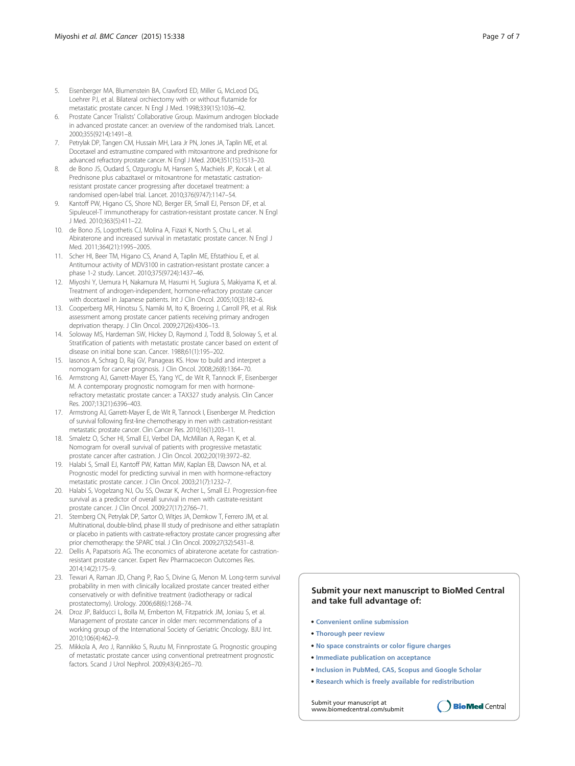5. Eisenberger MA, Blumenstein BA, Crawford ED, Miller G, McLeod DG, Loehrer PJ, et al. Bilateral orchiectomy with or without flutamide for metastatic prostate cancer. N Engl J Med. 1998;339(15):1036–42.
6. Prostate Cancer Trialists' Collaborative Group. Maximum androgen blockade in advanced prostate cancer: an overview of the randomised trials. Lancet. 2000;355(9214):1491–8.
7. Petrylak DP, Tangen CM, Hussain MH, Lara Jr PN, Jones JA, Taplin ME, et al. Docetaxel and estramustine compared with mitoxantrone and prednisone for advanced refractory prostate cancer. N Engl J Med. 2004;351(15):1513–20.
8. de Bono JS, Oudard S, Ozguroglu M, Hansen S, Machiels JP, Kocak I, et al. Prednisone plus cabazitaxel or mitoxantrone for metastatic castration-resistant prostate cancer progressing after docetaxel treatment: a randomised open-label trial. Lancet. 2010;376(9747):1147–54.
9. Kantoff PW, Higano CS, Shore ND, Berger ER, Small EJ, Penson DF, et al. Sipuleucel-T immunotherapy for castration-resistant prostate cancer. N Engl J Med. 2010;363(5):411–22.
10. de Bono JS, Logothetis CJ, Molina A, Fizazi K, North S, Chu L, et al. Abiraterone and increased survival in metastatic prostate cancer. N Engl J Med. 2011;364(21):1995–2005.
11. Scher HI, Beer TM, Higano CS, Anand A, Taplin ME, Efstathiou E, et al. Antitumour activity of MDV3100 in castration-resistant prostate cancer: a phase 1-2 study. Lancet. 2010;375(9724):1437–46.
12. Miyoshi Y, Uemura H, Nakamura M, Hasumi H, Sugiura S, Makiyama K, et al. Treatment of androgen-independent, hormone-refractory prostate cancer with docetaxel in Japanese patients. Int J Clin Oncol. 2005;10(3):182–6.
13. Cooperberg MR, Hinotsu S, Namiki M, Ito K, Broering J, Carroll PR, et al. Risk assessment among prostate cancer patients receiving primary androgen deprivation therapy. J Clin Oncol. 2009;27(26):4306–13.
14. Soloway MS, Hardeman SW, Hickey D, Raymond J, Todd B, Soloway S, et al. Stratification of patients with metastatic prostate cancer based on extent of disease on initial bone scan. Cancer. 1988;61(1):195–202.
15. Iasonos A, Schrag D, Raj GV, Panageas KS. How to build and interpret a nomogram for cancer prognosis. J Clin Oncol. 2008;26(8):1364–70.
16. Armstrong AJ, Garrett-Mayer ES, Yang YC, de Wit R, Tannock IF, Eisenberger M. A contemporary prognostic nomogram for men with hormone-refractory metastatic prostate cancer: a TAX327 study analysis. Clin Cancer Res. 2007;13(21):6396–403.
17. Armstrong AJ, Garrett-Mayer E, de Wit R, Tannock I, Eisenberger M. Prediction of survival following first-line chemotherapy in men with castration-resistant metastatic prostate cancer. Clin Cancer Res. 2010;16(1):203–11.
18. Smaletz O, Scher HI, Small EJ, Verbel DA, McMillan A, Regan K, et al. Nomogram for overall survival of patients with progressive metastatic prostate cancer after castration. J Clin Oncol. 2002;20(19):3972–82.
19. Halabi S, Small EJ, Kantoff PW, Kattan MW, Kaplan EB, Dawson NA, et al. Prognostic model for predicting survival in men with hormone-refractory metastatic prostate cancer. J Clin Oncol. 2003;21(7):1232–7.
20. Halabi S, Vogelzang NJ, Ou SS, Owzar K, Archer L, Small EJ. Progression-free survival as a predictor of overall survival in men with castrate-resistant prostate cancer. J Clin Oncol. 2009;27(17):2766–71.
21. Sternberg CN, Petrylak DP, Sartor O, Witjes JA, Demkow T, Ferrero JM, et al. Multinational, double-blind, phase III study of prednisone and either satraplatin or placebo in patients with castrate-refractory prostate cancer progressing after prior chemotherapy: the SPARC trial. J Clin Oncol. 2009;27(32):5431–8.
22. Dellis A, Papatsoris AG. The economics of abiraterone acetate for castration-resistant prostate cancer. Expert Rev Pharmacoecon Outcomes Res. 2014;14(2):175–9.
23. Tewari A, Raman JD, Chang P, Rao S, Divine G, Menon M. Long-term survival probability in men with clinically localized prostate cancer treated either conservatively or with definitive treatment (radiotherapy or radical prostatectomy). Urology. 2006;68(6):1268–74.
24. Droz JP, Balducci L, Bolla M, Emberton M, Fitzpatrick JM, Joniau S, et al. Management of prostate cancer in older men: recommendations of a working group of the International Society of Geriatric Oncology. BJU Int. 2010;106(4):462–9.
25. Mikkola A, Aro J, Rannikko S, Ruutu M, Finnprostate G. Prognostic grouping of metastatic prostate cancer using conventional pretreatment prognostic factors. Scand J Urol Nephrol. 2009;43(4):265–70.

**Submit your next manuscript to BioMed Central and take full advantage of:**

- **Convenient online submission**
- **Thorough peer review**
- **No space constraints or color figure charges**
- **Immediate publication on acceptance**
- **Inclusion in PubMed, CAS, Scopus and Google Scholar**
- **Research which is freely available for redistribution**

Submit your manuscript at
www.biomedcentral.com/submit

BioMed Central